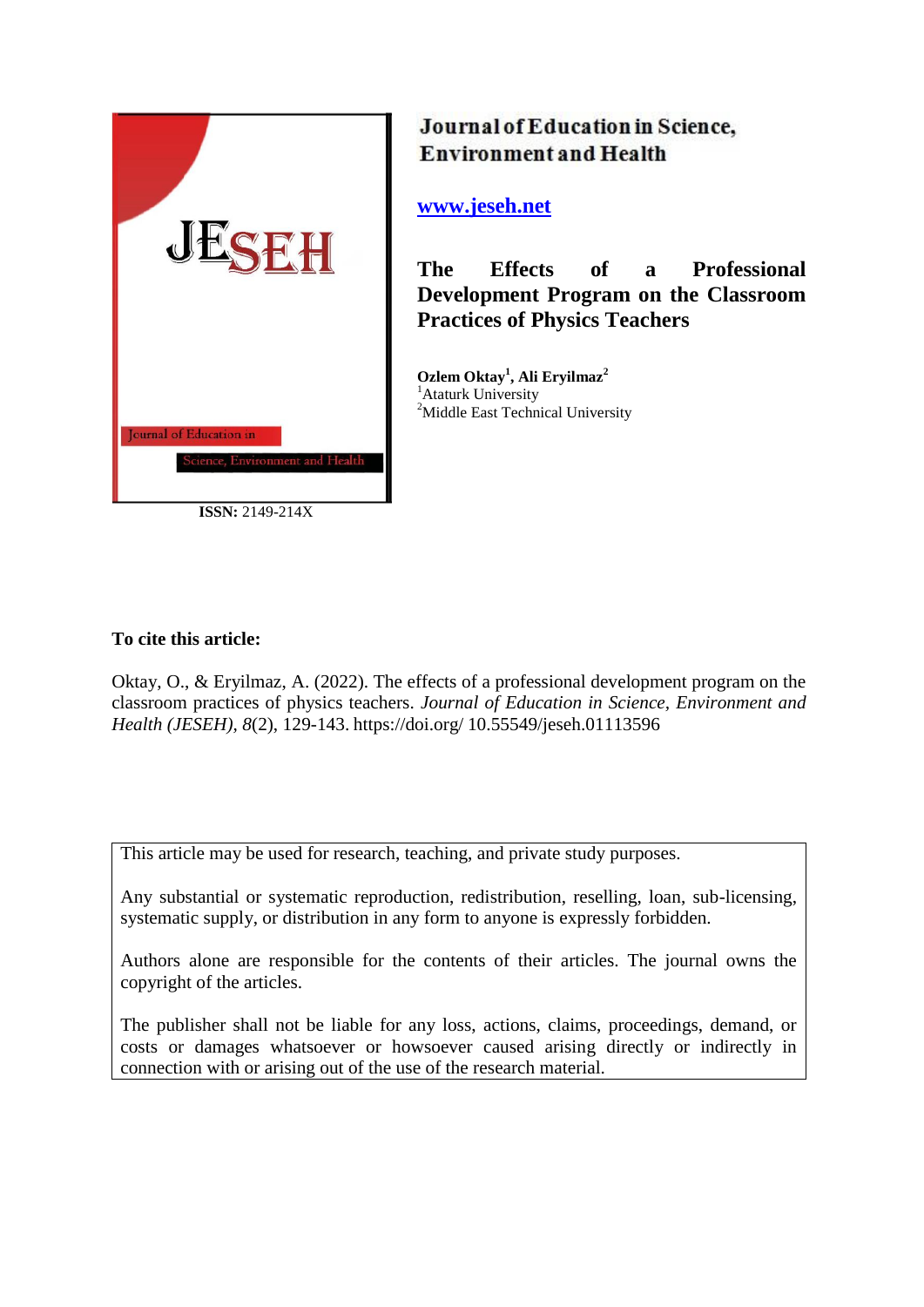Journal of Education in Science, Environment and Health

www.jeseh.net

# The Effects of a Professional Development Program on the Classroom Practices of Physics Teachers

**Ozlem Oktay[1], Ali Eryilmaz[2]**
[1]Ataturk University
[2]Middle East Technical University

**ISSN:** 2149-214X

**To cite this article:**

Oktay, O., & Eryilmaz, A. (2022). The effects of a professional development program on the classroom practices of physics teachers. *Journal of Education in Science, Environment and Health (JESEH), 8*(2), 129-143. https://doi.org/ 10.55549/jeseh.01113596

This article may be used for research, teaching, and private study purposes.

Any substantial or systematic reproduction, redistribution, reselling, loan, sub-licensing, systematic supply, or distribution in any form to anyone is expressly forbidden.

Authors alone are responsible for the contents of their articles. The journal owns the copyright of the articles.

The publisher shall not be liable for any loss, actions, claims, proceedings, demand, or costs or damages whatsoever or howsoever caused arising directly or indirectly in connection with or arising out of the use of the research material.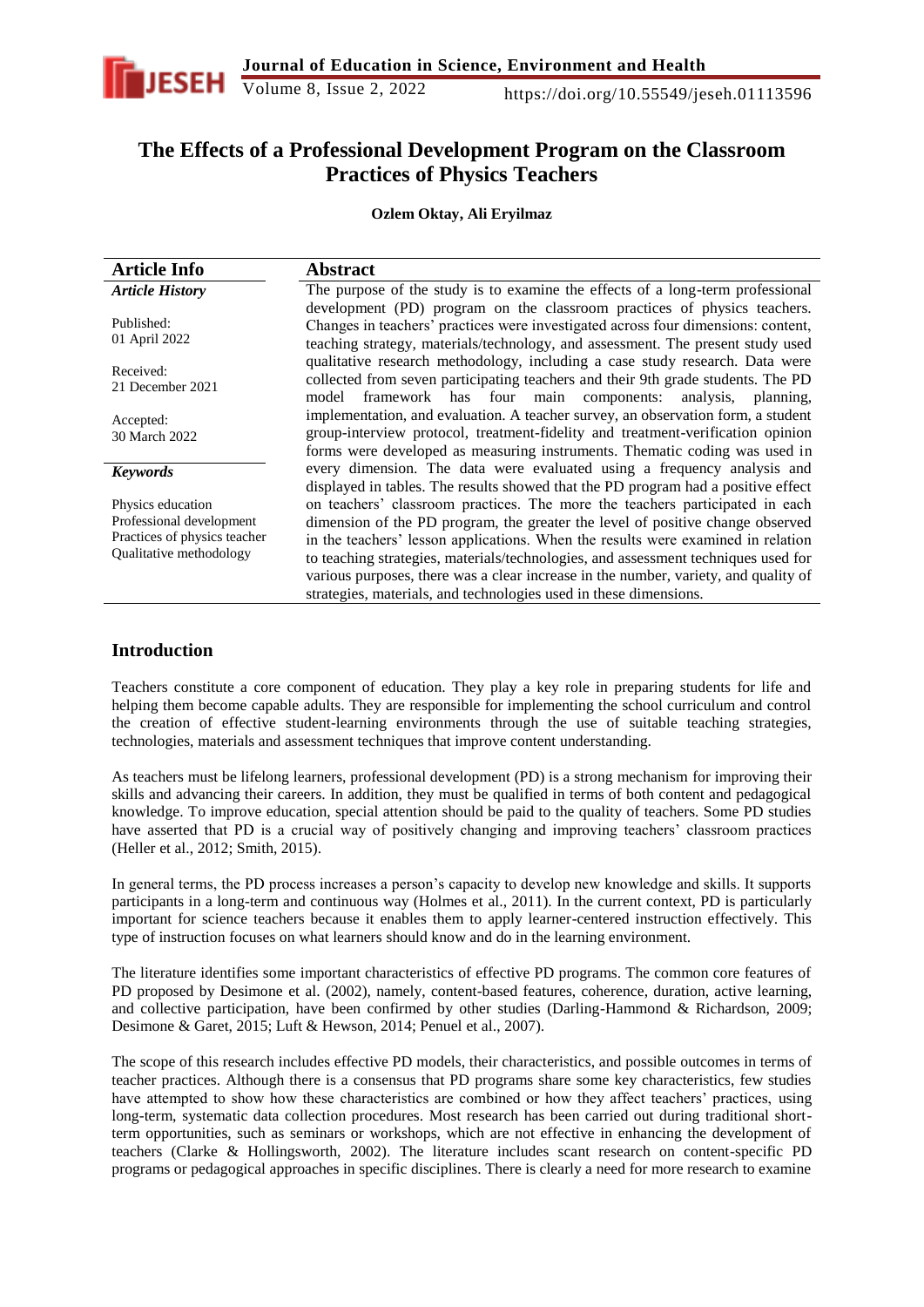# The Effects of a Professional Development Program on the Classroom Practices of Physics Teachers

**Ozlem Oktay, Ali Eryilmaz**

| Article Info | Abstract |
|---|---|
| ***Article History*** | The purpose of the study is to examine the effects of a long-term professional development (PD) program on the classroom practices of physics teachers. Changes in teachers' practices were investigated across four dimensions: content, teaching strategy, materials/technology, and assessment. The present study used qualitative research methodology, including a case study research. Data were collected from seven participating teachers and their 9th grade students. The PD model framework has four main components: analysis, planning, implementation, and evaluation. A teacher survey, an observation form, a student group-interview protocol, treatment-fidelity and treatment-verification opinion forms were developed as measuring instruments. Thematic coding was used in every dimension. The data were evaluated using a frequency analysis and displayed in tables. The results showed that the PD program had a positive effect on teachers' classroom practices. The more the teachers participated in each dimension of the PD program, the greater the level of positive change observed in the teachers' lesson applications. When the results were examined in relation to teaching strategies, materials/technologies, and assessment techniques used for various purposes, there was a clear increase in the number, variety, and quality of strategies, materials, and technologies used in these dimensions. |
| Published: 01 April 2022 | |
| Received: 21 December 2021 | |
| Accepted: 30 March 2022 | |
| ***Keywords*** | |
| Physics education<br>Professional development<br>Practices of physics teacher<br>Qualitative methodology | |

## Introduction

Teachers constitute a core component of education. They play a key role in preparing students for life and helping them become capable adults. They are responsible for implementing the school curriculum and control the creation of effective student-learning environments through the use of suitable teaching strategies, technologies, materials and assessment techniques that improve content understanding.

As teachers must be lifelong learners, professional development (PD) is a strong mechanism for improving their skills and advancing their careers. In addition, they must be qualified in terms of both content and pedagogical knowledge. To improve education, special attention should be paid to the quality of teachers. Some PD studies have asserted that PD is a crucial way of positively changing and improving teachers' classroom practices (Heller et al., 2012; Smith, 2015).

In general terms, the PD process increases a person's capacity to develop new knowledge and skills. It supports participants in a long-term and continuous way (Holmes et al., 2011). In the current context, PD is particularly important for science teachers because it enables them to apply learner-centered instruction effectively. This type of instruction focuses on what learners should know and do in the learning environment.

The literature identifies some important characteristics of effective PD programs. The common core features of PD proposed by Desimone et al. (2002), namely, content-based features, coherence, duration, active learning, and collective participation, have been confirmed by other studies (Darling-Hammond & Richardson, 2009; Desimone & Garet, 2015; Luft & Hewson, 2014; Penuel et al., 2007).

The scope of this research includes effective PD models, their characteristics, and possible outcomes in terms of teacher practices. Although there is a consensus that PD programs share some key characteristics, few studies have attempted to show how these characteristics are combined or how they affect teachers' practices, using long-term, systematic data collection procedures. Most research has been carried out during traditional short-term opportunities, such as seminars or workshops, which are not effective in enhancing the development of teachers (Clarke & Hollingsworth, 2002). The literature includes scant research on content-specific PD programs or pedagogical approaches in specific disciplines. There is clearly a need for more research to examine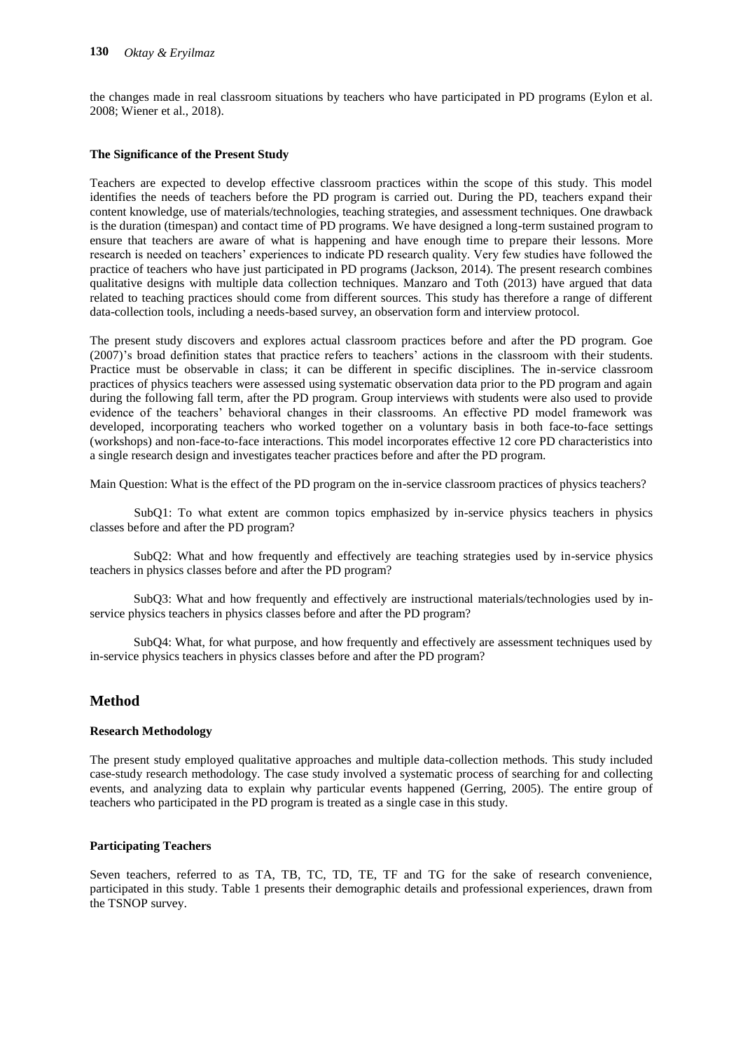the changes made in real classroom situations by teachers who have participated in PD programs (Eylon et al. 2008; Wiener et al., 2018).

**The Significance of the Present Study**

Teachers are expected to develop effective classroom practices within the scope of this study. This model identifies the needs of teachers before the PD program is carried out. During the PD, teachers expand their content knowledge, use of materials/technologies, teaching strategies, and assessment techniques. One drawback is the duration (timespan) and contact time of PD programs. We have designed a long-term sustained program to ensure that teachers are aware of what is happening and have enough time to prepare their lessons. More research is needed on teachers' experiences to indicate PD research quality. Very few studies have followed the practice of teachers who have just participated in PD programs (Jackson, 2014). The present research combines qualitative designs with multiple data collection techniques. Manzaro and Toth (2013) have argued that data related to teaching practices should come from different sources. This study has therefore a range of different data-collection tools, including a needs-based survey, an observation form and interview protocol.

The present study discovers and explores actual classroom practices before and after the PD program. Goe (2007)'s broad definition states that practice refers to teachers' actions in the classroom with their students. Practice must be observable in class; it can be different in specific disciplines. The in-service classroom practices of physics teachers were assessed using systematic observation data prior to the PD program and again during the following fall term, after the PD program. Group interviews with students were also used to provide evidence of the teachers' behavioral changes in their classrooms. An effective PD model framework was developed, incorporating teachers who worked together on a voluntary basis in both face-to-face settings (workshops) and non-face-to-face interactions. This model incorporates effective 12 core PD characteristics into a single research design and investigates teacher practices before and after the PD program.

Main Question: What is the effect of the PD program on the in-service classroom practices of physics teachers?

SubQ1: To what extent are common topics emphasized by in-service physics teachers in physics classes before and after the PD program?

SubQ2: What and how frequently and effectively are teaching strategies used by in-service physics teachers in physics classes before and after the PD program?

SubQ3: What and how frequently and effectively are instructional materials/technologies used by in-service physics teachers in physics classes before and after the PD program?

SubQ4: What, for what purpose, and how frequently and effectively are assessment techniques used by in-service physics teachers in physics classes before and after the PD program?

## Method

**Research Methodology**

The present study employed qualitative approaches and multiple data-collection methods. This study included case-study research methodology. The case study involved a systematic process of searching for and collecting events, and analyzing data to explain why particular events happened (Gerring, 2005). The entire group of teachers who participated in the PD program is treated as a single case in this study.

**Participating Teachers**

Seven teachers, referred to as TA, TB, TC, TD, TE, TF and TG for the sake of research convenience, participated in this study. Table 1 presents their demographic details and professional experiences, drawn from the TSNOP survey.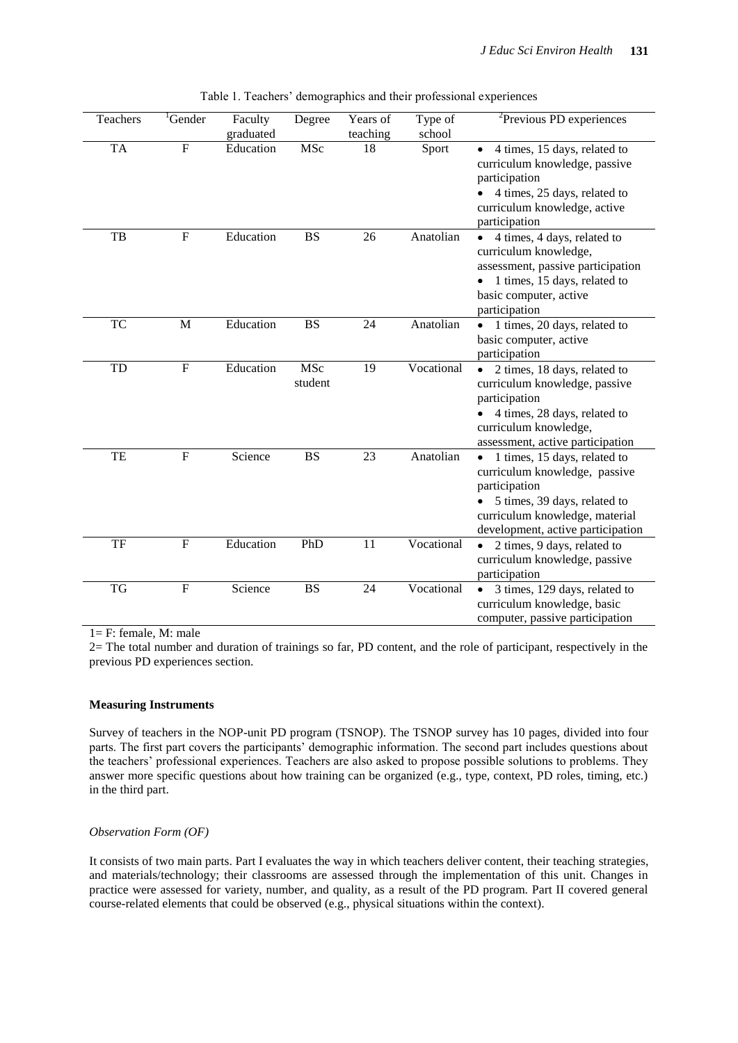Table 1. Teachers' demographics and their professional experiences

| Teachers | [1]Gender | Faculty graduated | Degree | Years of teaching | Type of school | [2]Previous PD experiences |
|---|---|---|---|---|---|---|
| TA | F | Education | MSc | 18 | Sport | • 4 times, 15 days, related to curriculum knowledge, passive participation <br> • 4 times, 25 days, related to curriculum knowledge, active participation |
| TB | F | Education | BS | 26 | Anatolian | • 4 times, 4 days, related to curriculum knowledge, assessment, passive participation <br> • 1 times, 15 days, related to basic computer, active participation |
| TC | M | Education | BS | 24 | Anatolian | • 1 times, 20 days, related to basic computer, active participation |
| TD | F | Education | MSc student | 19 | Vocational | • 2 times, 18 days, related to curriculum knowledge, passive participation <br> • 4 times, 28 days, related to curriculum knowledge, assessment, active participation |
| TE | F | Science | BS | 23 | Anatolian | • 1 times, 15 days, related to curriculum knowledge, passive participation <br> • 5 times, 39 days, related to curriculum knowledge, material development, active participation |
| TF | F | Education | PhD | 11 | Vocational | • 2 times, 9 days, related to curriculum knowledge, passive participation |
| TG | F | Science | BS | 24 | Vocational | • 3 times, 129 days, related to curriculum knowledge, basic computer, passive participation |

1= F: female, M: male

2= The total number and duration of trainings so far, PD content, and the role of participant, respectively in the previous PD experiences section.

**Measuring Instruments**

Survey of teachers in the NOP-unit PD program (TSNOP). The TSNOP survey has 10 pages, divided into four parts. The first part covers the participants' demographic information. The second part includes questions about the teachers' professional experiences. Teachers are also asked to propose possible solutions to problems. They answer more specific questions about how training can be organized (e.g., type, context, PD roles, timing, etc.) in the third part.

*Observation Form (OF)*

It consists of two main parts. Part I evaluates the way in which teachers deliver content, their teaching strategies, and materials/technology; their classrooms are assessed through the implementation of this unit. Changes in practice were assessed for variety, number, and quality, as a result of the PD program. Part II covered general course-related elements that could be observed (e.g., physical situations within the context).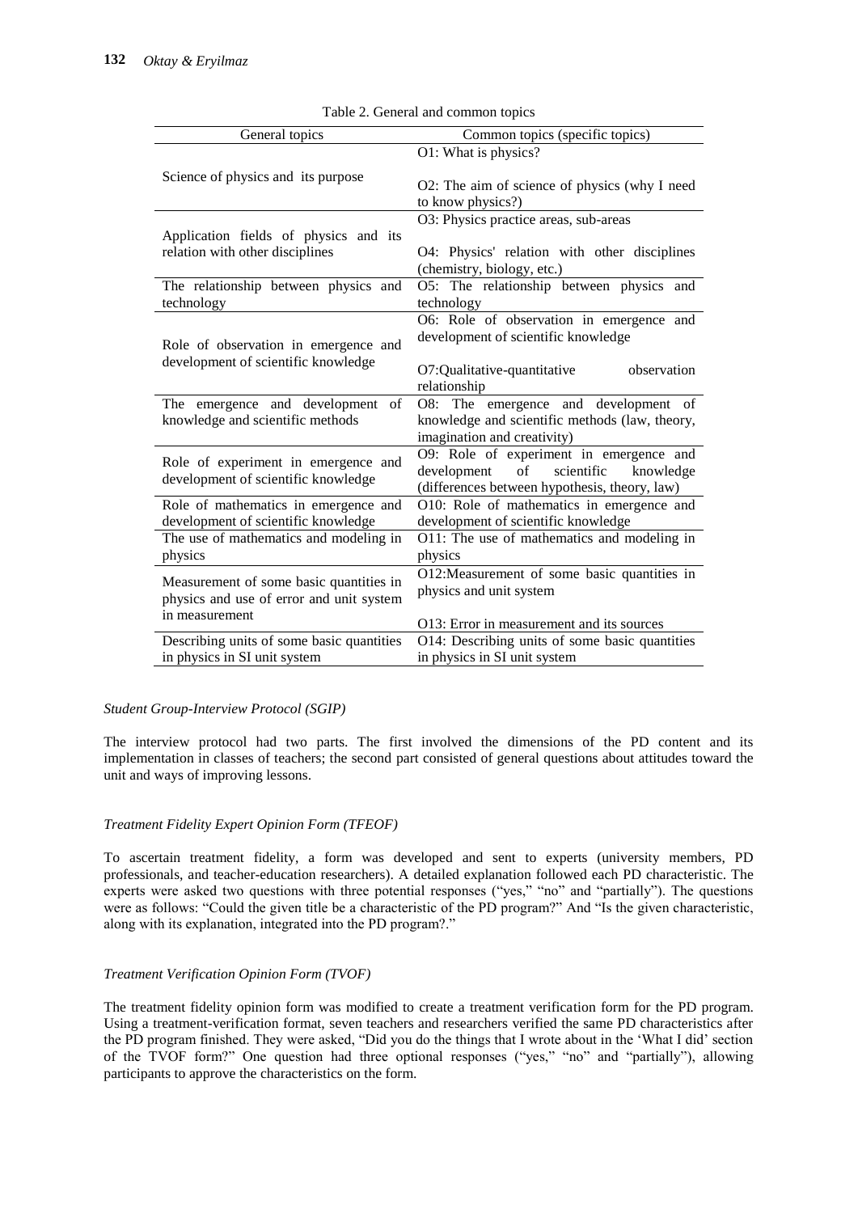Table 2. General and common topics

| General topics | Common topics (specific topics) |
|---|---|
| Science of physics and its purpose | O1: What is physics?<br><br>O2: The aim of science of physics (why I need to know physics?) |
| Application fields of physics and its relation with other disciplines | O3: Physics practice areas, sub-areas<br><br>O4: Physics' relation with other disciplines (chemistry, biology, etc.) |
| The relationship between physics and technology | O5: The relationship between physics and technology |
| Role of observation in emergence and development of scientific knowledge | O6: Role of observation in emergence and development of scientific knowledge<br><br>O7:Qualitative-quantitative observation relationship |
| The emergence and development of knowledge and scientific methods | O8: The emergence and development of knowledge and scientific methods (law, theory, imagination and creativity) |
| Role of experiment in emergence and development of scientific knowledge | O9: Role of experiment in emergence and development of scientific knowledge (differences between hypothesis, theory, law) |
| Role of mathematics in emergence and development of scientific knowledge | O10: Role of mathematics in emergence and development of scientific knowledge |
| The use of mathematics and modeling in physics | O11: The use of mathematics and modeling in physics |
| Measurement of some basic quantities in physics and use of error and unit system in measurement | O12:Measurement of some basic quantities in physics and unit system<br><br>O13: Error in measurement and its sources |
| Describing units of some basic quantities in physics in SI unit system | O14: Describing units of some basic quantities in physics in SI unit system |

*Student Group-Interview Protocol (SGIP)*

The interview protocol had two parts. The first involved the dimensions of the PD content and its implementation in classes of teachers; the second part consisted of general questions about attitudes toward the unit and ways of improving lessons.

*Treatment Fidelity Expert Opinion Form (TFEOF)*

To ascertain treatment fidelity, a form was developed and sent to experts (university members, PD professionals, and teacher-education researchers). A detailed explanation followed each PD characteristic. The experts were asked two questions with three potential responses ("yes," "no" and "partially"). The questions were as follows: "Could the given title be a characteristic of the PD program?" And "Is the given characteristic, along with its explanation, integrated into the PD program?."

*Treatment Verification Opinion Form (TVOF)*

The treatment fidelity opinion form was modified to create a treatment verification form for the PD program. Using a treatment-verification format, seven teachers and researchers verified the same PD characteristics after the PD program finished. They were asked, "Did you do the things that I wrote about in the 'What I did' section of the TVOF form?" One question had three optional responses ("yes," "no" and "partially"), allowing participants to approve the characteristics on the form.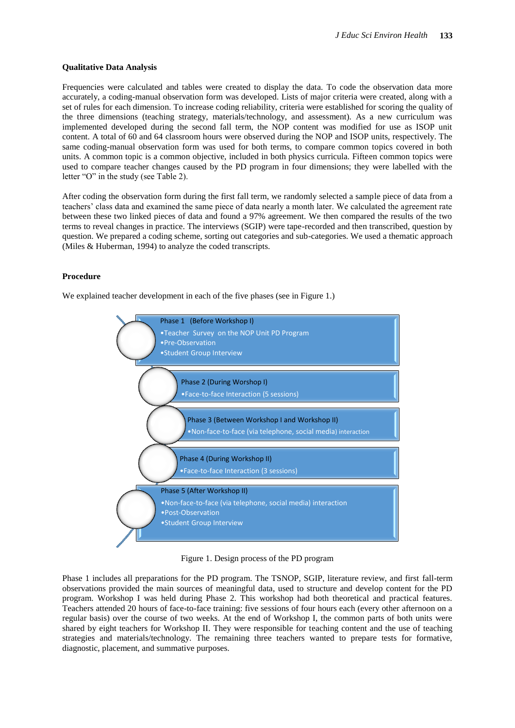### Qualitative Data Analysis

Frequencies were calculated and tables were created to display the data. To code the observation data more accurately, a coding-manual observation form was developed. Lists of major criteria were created, along with a set of rules for each dimension. To increase coding reliability, criteria were established for scoring the quality of the three dimensions (teaching strategy, materials/technology, and assessment). As a new curriculum was implemented developed during the second fall term, the NOP content was modified for use as ISOP unit content. A total of 60 and 64 classroom hours were observed during the NOP and ISOP units, respectively. The same coding-manual observation form was used for both terms, to compare common topics covered in both units. A common topic is a common objective, included in both physics curricula. Fifteen common topics were used to compare teacher changes caused by the PD program in four dimensions; they were labelled with the letter "O" in the study (see Table 2).

After coding the observation form during the first fall term, we randomly selected a sample piece of data from a teachers' class data and examined the same piece of data nearly a month later. We calculated the agreement rate between these two linked pieces of data and found a 97% agreement. We then compared the results of the two terms to reveal changes in practice. The interviews (SGIP) were tape-recorded and then transcribed, question by question. We prepared a coding scheme, sorting out categories and sub-categories. We used a thematic approach (Miles & Huberman, 1994) to analyze the coded transcripts.

### Procedure

We explained teacher development in each of the five phases (see in Figure 1.)

Phase 1 (Before Workshop I)
- Teacher Survey on the NOP Unit PD Program
- Pre-Observation
- Student Group Interview

Phase 2 (During Worshop I)
- Face-to-face Interaction (5 sessions)

Phase 3 (Between Workshop I and Workshop II)
- Non-face-to-face (via telephone, social media) interaction

Phase 4 (During Workshop II)
- Face-to-face Interaction (3 sessions)

Phase 5 (After Workshop II)
- Non-face-to-face (via telephone, social media) interaction
- Post-Observation
- Student Group Interview

Figure 1. Design process of the PD program

Phase 1 includes all preparations for the PD program. The TSNOP, SGIP, literature review, and first fall-term observations provided the main sources of meaningful data, used to structure and develop content for the PD program. Workshop I was held during Phase 2. This workshop had both theoretical and practical features. Teachers attended 20 hours of face-to-face training: five sessions of four hours each (every other afternoon on a regular basis) over the course of two weeks. At the end of Workshop I, the common parts of both units were shared by eight teachers for Workshop II. They were responsible for teaching content and the use of teaching strategies and materials/technology. The remaining three teachers wanted to prepare tests for formative, diagnostic, placement, and summative purposes.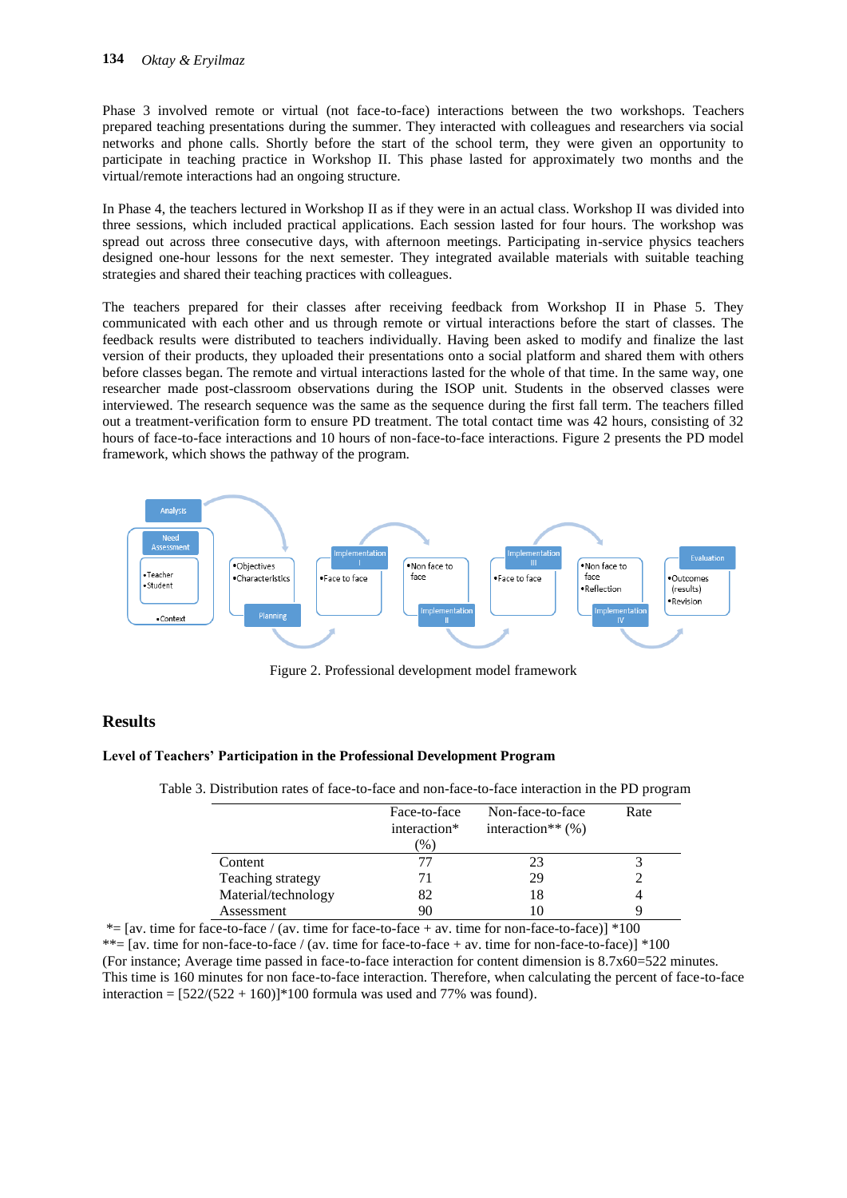Phase 3 involved remote or virtual (not face-to-face) interactions between the two workshops. Teachers prepared teaching presentations during the summer. They interacted with colleagues and researchers via social networks and phone calls. Shortly before the start of the school term, they were given an opportunity to participate in teaching practice in Workshop II. This phase lasted for approximately two months and the virtual/remote interactions had an ongoing structure.

In Phase 4, the teachers lectured in Workshop II as if they were in an actual class. Workshop II was divided into three sessions, which included practical applications. Each session lasted for four hours. The workshop was spread out across three consecutive days, with afternoon meetings. Participating in-service physics teachers designed one-hour lessons for the next semester. They integrated available materials with suitable teaching strategies and shared their teaching practices with colleagues.

The teachers prepared for their classes after receiving feedback from Workshop II in Phase 5. They communicated with each other and us through remote or virtual interactions before the start of classes. The feedback results were distributed to teachers individually. Having been asked to modify and finalize the last version of their products, they uploaded their presentations onto a social platform and shared them with others before classes began. The remote and virtual interactions lasted for the whole of that time. In the same way, one researcher made post-classroom observations during the ISOP unit. Students in the observed classes were interviewed. The research sequence was the same as the sequence during the first fall term. The teachers filled out a treatment-verification form to ensure PD treatment. The total contact time was 42 hours, consisting of 32 hours of face-to-face interactions and 10 hours of non-face-to-face interactions. Figure 2 presents the PD model framework, which shows the pathway of the program.

Figure 2. Professional development model framework

## Results

### Level of Teachers' Participation in the Professional Development Program

Table 3. Distribution rates of face-to-face and non-face-to-face interaction in the PD program

| | Face-to-face interaction* (%) | Non-face-to-face interaction** (%) | Rate |
|---|---|---|---|
| Content | 77 | 23 | 3 |
| Teaching strategy | 71 | 29 | 2 |
| Material/technology | 82 | 18 | 4 |
| Assessment | 90 | 10 | 9 |

*= [av. time for face-to-face / (av. time for face-to-face + av. time for non-face-to-face)] *100
**= [av. time for non-face-to-face / (av. time for face-to-face + av. time for non-face-to-face)] *100
(For instance; Average time passed in face-to-face interaction for content dimension is 8.7x60=522 minutes. This time is 160 minutes for non face-to-face interaction. Therefore, when calculating the percent of face-to-face interaction = [522/(522 + 160)]*100 formula was used and 77% was found).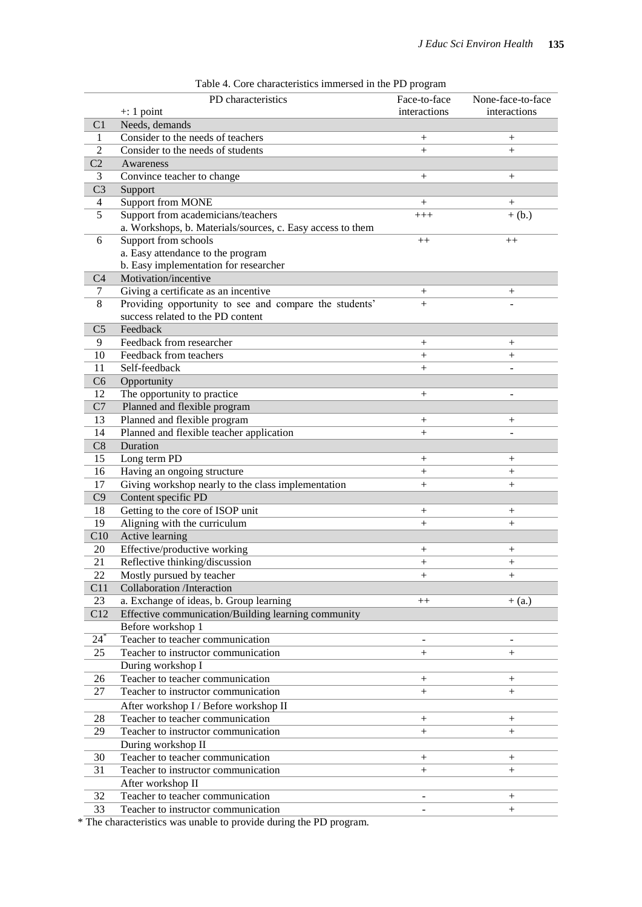Table 4. Core characteristics immersed in the PD program

| | PD characteristics<br>+: 1 point | Face-to-face interactions | None-face-to-face interactions |
|---|---|---|---|
| C1 | Needs, demands | | |
| 1 | Consider to the needs of teachers | + | + |
| 2 | Consider to the needs of students | + | + |
| C2 | Awareness | | |
| 3 | Convince teacher to change | + | + |
| C3 | Support | | |
| 4 | Support from MONE | + | + |
| 5 | Support from academicians/teachers<br>a. Workshops, b. Materials/sources, c. Easy access to them | +++ | + (b.) |
| 6 | Support from schools<br>a. Easy attendance to the program<br>b. Easy implementation for researcher | ++ | ++ |
| C4 | Motivation/incentive | | |
| 7 | Giving a certificate as an incentive | + | + |
| 8 | Providing opportunity to see and compare the students' success related to the PD content | + | - |
| C5 | Feedback | | |
| 9 | Feedback from researcher | + | + |
| 10 | Feedback from teachers | + | + |
| 11 | Self-feedback | + | - |
| C6 | Opportunity | | |
| 12 | The opportunity to practice | + | - |
| C7 | Planned and flexible program | | |
| 13 | Planned and flexible program | + | + |
| 14 | Planned and flexible teacher application | + | - |
| C8 | Duration | | |
| 15 | Long term PD | + | + |
| 16 | Having an ongoing structure | + | + |
| 17 | Giving workshop nearly to the class implementation | + | + |
| C9 | Content specific PD | | |
| 18 | Getting to the core of ISOP unit | + | + |
| 19 | Aligning with the curriculum | + | + |
| C10 | Active learning | | |
| 20 | Effective/productive working | + | + |
| 21 | Reflective thinking/discussion | + | + |
| 22 | Mostly pursued by teacher | + | + |
| C11 | Collaboration /Interaction | | |
| 23 | a. Exchange of ideas, b. Group learning | ++ | + (a.) |
| C12 | Effective communication/Building learning community | | |
| | Before workshop 1 | | |
| 24* | Teacher to teacher communication | - | - |
| 25 | Teacher to instructor communication | + | + |
| | During workshop I | | |
| 26 | Teacher to teacher communication | + | + |
| 27 | Teacher to instructor communication | + | + |
| | After workshop I / Before workshop II | | |
| 28 | Teacher to teacher communication | + | + |
| 29 | Teacher to instructor communication | + | + |
| | During workshop II | | |
| 30 | Teacher to teacher communication | + | + |
| 31 | Teacher to instructor communication | + | + |
| | After workshop II | | |
| 32 | Teacher to teacher communication | - | + |
| 33 | Teacher to instructor communication | - | + |

* The characteristics was unable to provide during the PD program.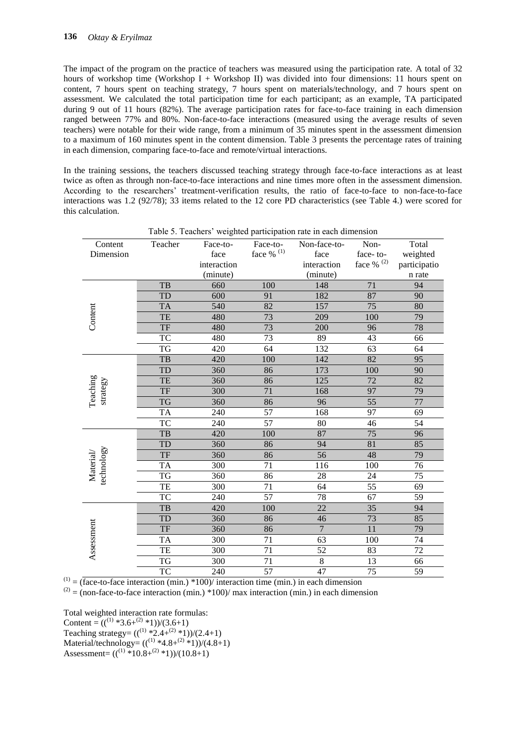The impact of the program on the practice of teachers was measured using the participation rate. A total of 32 hours of workshop time (Workshop I + Workshop II) was divided into four dimensions: 11 hours spent on content, 7 hours spent on teaching strategy, 7 hours spent on materials/technology, and 7 hours spent on assessment. We calculated the total participation time for each participant; as an example, TA participated during 9 out of 11 hours (82%). The average participation rates for face-to-face training in each dimension ranged between 77% and 80%. Non-face-to-face interactions (measured using the average results of seven teachers) were notable for their wide range, from a minimum of 35 minutes spent in the assessment dimension to a maximum of 160 minutes spent in the content dimension. Table 3 presents the percentage rates of training in each dimension, comparing face-to-face and remote/virtual interactions.

In the training sessions, the teachers discussed teaching strategy through face-to-face interactions as at least twice as often as through non-face-to-face interactions and nine times more often in the assessment dimension. According to the researchers' treatment-verification results, the ratio of face-to-face to non-face-to-face interactions was 1.2 (92/78); 33 items related to the 12 core PD characteristics (see Table 4.) were scored for this calculation.

Table 5. Teachers' weighted participation rate in each dimension

| Content Dimension | Teacher | Face-to-face interaction (minute) | Face-to-face % [(1)] | Non-face-to-face interaction (minute) | Non-face-to-face % [(2)] | Total weighted participation rate |
|---|---|---|---|---|---|---|
| Content | TB | 660 | 100 | 148 | 71 | 94 |
| | TD | 600 | 91 | 182 | 87 | 90 |
| | TA | 540 | 82 | 157 | 75 | 80 |
| | TE | 480 | 73 | 209 | 100 | 79 |
| | TF | 480 | 73 | 200 | 96 | 78 |
| | TC | 480 | 73 | 89 | 43 | 66 |
| | TG | 420 | 64 | 132 | 63 | 64 |
| Teaching strategy | TB | 420 | 100 | 142 | 82 | 95 |
| | TD | 360 | 86 | 173 | 100 | 90 |
| | TE | 360 | 86 | 125 | 72 | 82 |
| | TF | 300 | 71 | 168 | 97 | 79 |
| | TG | 360 | 86 | 96 | 55 | 77 |
| | TA | 240 | 57 | 168 | 97 | 69 |
| | TC | 240 | 57 | 80 | 46 | 54 |
| Material/ technology | TB | 420 | 100 | 87 | 75 | 96 |
| | TD | 360 | 86 | 94 | 81 | 85 |
| | TF | 360 | 86 | 56 | 48 | 79 |
| | TA | 300 | 71 | 116 | 100 | 76 |
| | TG | 360 | 86 | 28 | 24 | 75 |
| | TE | 300 | 71 | 64 | 55 | 69 |
| | TC | 240 | 57 | 78 | 67 | 59 |
| Assessment | TB | 420 | 100 | 22 | 35 | 94 |
| | TD | 360 | 86 | 46 | 73 | 85 |
| | TF | 360 | 86 | 7 | 11 | 79 |
| | TA | 300 | 71 | 63 | 100 | 74 |
| | TE | 300 | 71 | 52 | 83 | 72 |
| | TG | 300 | 71 | 8 | 13 | 66 |
| | TC | 240 | 57 | 47 | 75 | 59 |

[(1)] = (face-to-face interaction (min.) *100)/ interaction time (min.) in each dimension

[(2)] = (non-face-to-face interaction (min.) *100)/ max interaction (min.) in each dimension

Total weighted interaction rate formulas:

Content = $((^{(1)} * 3.6 + ^{(2)} * 1))/(3.6+1)$

Teaching strategy= $((^{(1)} * 2.4 + ^{(2)} * 1))/(2.4+1)$

Material/technology= $((^{(1)} * 4.8 + ^{(2)} * 1))/(4.8+1)$

Assessment= $((^{(1)} * 10.8 + ^{(2)} * 1))/(10.8+1)$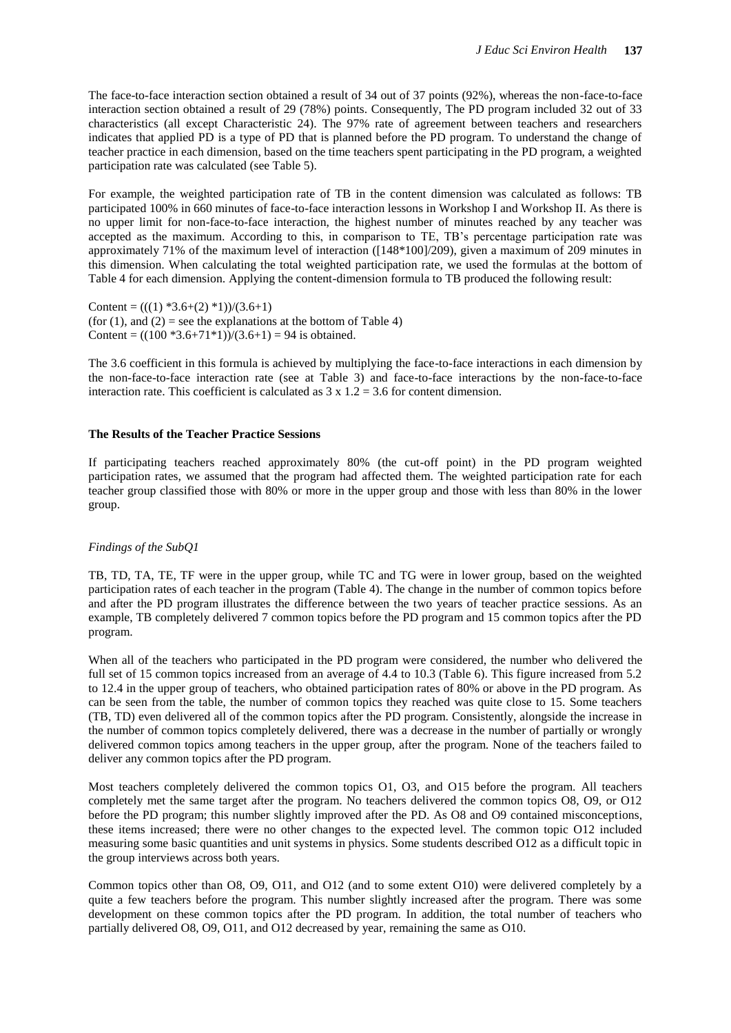The face-to-face interaction section obtained a result of 34 out of 37 points (92%), whereas the non-face-to-face interaction section obtained a result of 29 (78%) points. Consequently, The PD program included 32 out of 33 characteristics (all except Characteristic 24). The 97% rate of agreement between teachers and researchers indicates that applied PD is a type of PD that is planned before the PD program. To understand the change of teacher practice in each dimension, based on the time teachers spent participating in the PD program, a weighted participation rate was calculated (see Table 5).

For example, the weighted participation rate of TB in the content dimension was calculated as follows: TB participated 100% in 660 minutes of face-to-face interaction lessons in Workshop I and Workshop II. As there is no upper limit for non-face-to-face interaction, the highest number of minutes reached by any teacher was accepted as the maximum. According to this, in comparison to TE, TB's percentage participation rate was approximately 71% of the maximum level of interaction ([148*100]/209), given a maximum of 209 minutes in this dimension. When calculating the total weighted participation rate, we used the formulas at the bottom of Table 4 for each dimension. Applying the content-dimension formula to TB produced the following result:

Content = (((1) *3.6+(2) *1))/(3.6+1)
(for (1), and (2) = see the explanations at the bottom of Table 4)
Content = ((100 *3.6+71*1))/(3.6+1) = 94 is obtained.

The 3.6 coefficient in this formula is achieved by multiplying the face-to-face interactions in each dimension by the non-face-to-face interaction rate (see at Table 3) and face-to-face interactions by the non-face-to-face interaction rate. This coefficient is calculated as 3 x 1.2 = 3.6 for content dimension.

### The Results of the Teacher Practice Sessions

If participating teachers reached approximately 80% (the cut-off point) in the PD program weighted participation rates, we assumed that the program had affected them. The weighted participation rate for each teacher group classified those with 80% or more in the upper group and those with less than 80% in the lower group.

#### *Findings of the SubQ1*

TB, TD, TA, TE, TF were in the upper group, while TC and TG were in lower group, based on the weighted participation rates of each teacher in the program (Table 4). The change in the number of common topics before and after the PD program illustrates the difference between the two years of teacher practice sessions. As an example, TB completely delivered 7 common topics before the PD program and 15 common topics after the PD program.

When all of the teachers who participated in the PD program were considered, the number who delivered the full set of 15 common topics increased from an average of 4.4 to 10.3 (Table 6). This figure increased from 5.2 to 12.4 in the upper group of teachers, who obtained participation rates of 80% or above in the PD program. As can be seen from the table, the number of common topics they reached was quite close to 15. Some teachers (TB, TD) even delivered all of the common topics after the PD program. Consistently, alongside the increase in the number of common topics completely delivered, there was a decrease in the number of partially or wrongly delivered common topics among teachers in the upper group, after the program. None of the teachers failed to deliver any common topics after the PD program.

Most teachers completely delivered the common topics O1, O3, and O15 before the program. All teachers completely met the same target after the program. No teachers delivered the common topics O8, O9, or O12 before the PD program; this number slightly improved after the PD. As O8 and O9 contained misconceptions, these items increased; there were no other changes to the expected level. The common topic O12 included measuring some basic quantities and unit systems in physics. Some students described O12 as a difficult topic in the group interviews across both years.

Common topics other than O8, O9, O11, and O12 (and to some extent O10) were delivered completely by a quite a few teachers before the program. This number slightly increased after the program. There was some development on these common topics after the PD program. In addition, the total number of teachers who partially delivered O8, O9, O11, and O12 decreased by year, remaining the same as O10.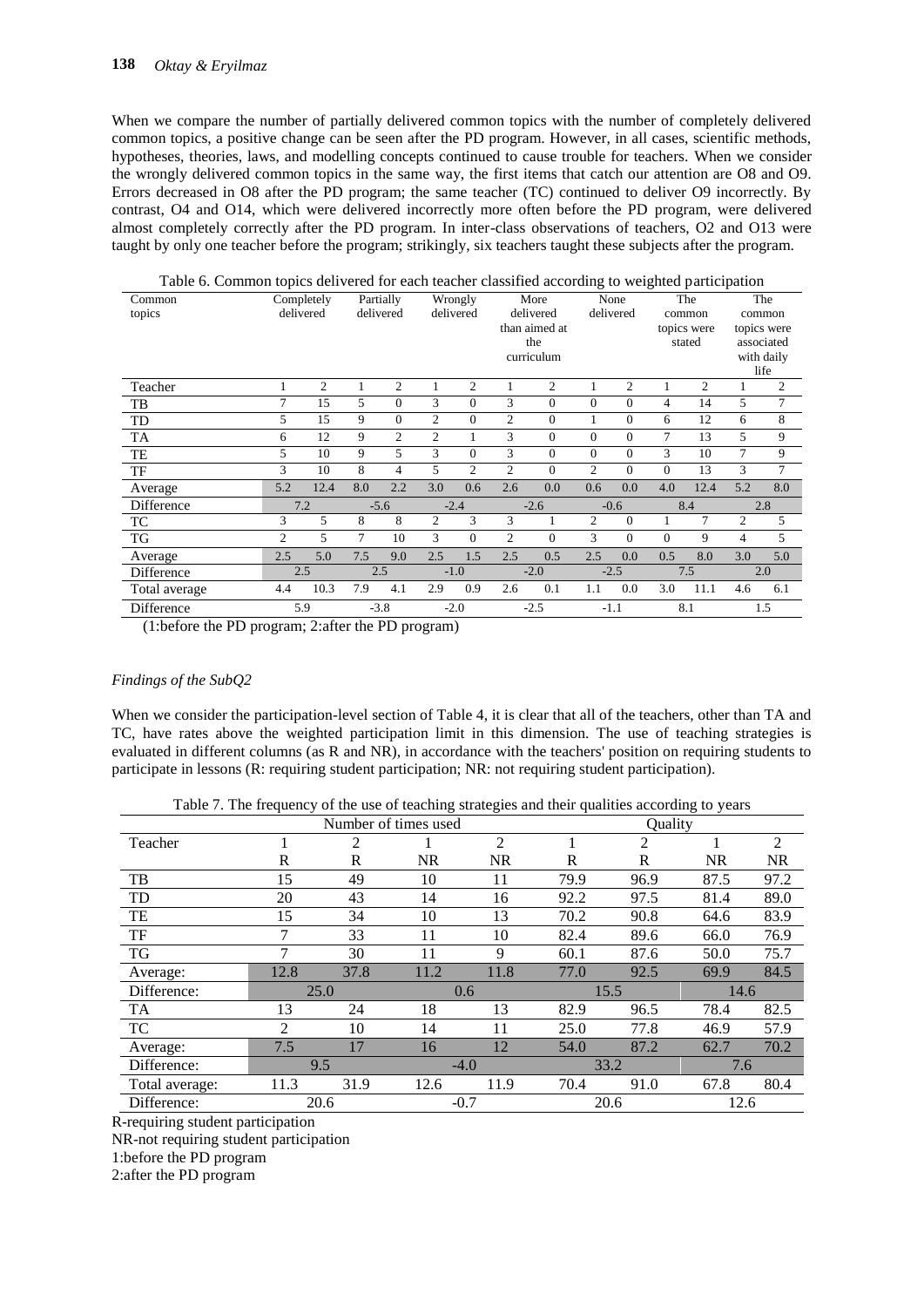When we compare the number of partially delivered common topics with the number of completely delivered common topics, a positive change can be seen after the PD program. However, in all cases, scientific methods, hypotheses, theories, laws, and modelling concepts continued to cause trouble for teachers. When we consider the wrongly delivered common topics in the same way, the first items that catch our attention are O8 and O9. Errors decreased in O8 after the PD program; the same teacher (TC) continued to deliver O9 incorrectly. By contrast, O4 and O14, which were delivered incorrectly more often before the PD program, were delivered almost completely correctly after the PD program. In inter-class observations of teachers, O2 and O13 were taught by only one teacher before the program; strikingly, six teachers taught these subjects after the program.

Table 6. Common topics delivered for each teacher classified according to weighted participation

| Common topics | Completely delivered | | Partially delivered | | Wrongly delivered | | More delivered than aimed at the curriculum | | None delivered | | The common topics were stated | | The common topics were associated with daily life | |
|---|---|---|---|---|---|---|---|---|---|---|---|---|---|---|
| Teacher | 1 | 2 | 1 | 2 | 1 | 2 | 1 | 2 | 1 | 2 | 1 | 2 | 1 | 2 |
| TB | 7 | 15 | 5 | 0 | 3 | 0 | 3 | 0 | 0 | 0 | 4 | 14 | 5 | 7 |
| TD | 5 | 15 | 9 | 0 | 2 | 0 | 2 | 0 | 1 | 0 | 6 | 12 | 6 | 8 |
| TA | 6 | 12 | 9 | 2 | 2 | 1 | 3 | 0 | 0 | 0 | 7 | 13 | 5 | 9 |
| TE | 5 | 10 | 9 | 5 | 3 | 0 | 3 | 0 | 0 | 0 | 3 | 10 | 7 | 9 |
| TF | 3 | 10 | 8 | 4 | 5 | 2 | 2 | 0 | 2 | 0 | 0 | 13 | 3 | 7 |
| Average | 5.2 | 12.4 | 8.0 | 2.2 | 3.0 | 0.6 | 2.6 | 0.0 | 0.6 | 0.0 | 4.0 | 12.4 | 5.2 | 8.0 |
| Difference | 7.2 | | -5.6 | | -2.4 | | -2.6 | | -0.6 | | 8.4 | | 2.8 | |
| TC | 3 | 5 | 8 | 8 | 2 | 3 | 3 | 1 | 2 | 0 | 1 | 7 | 2 | 5 |
| TG | 2 | 5 | 7 | 10 | 3 | 0 | 2 | 0 | 3 | 0 | 0 | 9 | 4 | 5 |
| Average | 2.5 | 5.0 | 7.5 | 9.0 | 2.5 | 1.5 | 2.5 | 0.5 | 2.5 | 0.0 | 0.5 | 8.0 | 3.0 | 5.0 |
| Difference | 2.5 | | 2.5 | | -1.0 | | -2.0 | | -2.5 | | 7.5 | | 2.0 | |
| Total average | 4.4 | 10.3 | 7.9 | 4.1 | 2.9 | 0.9 | 2.6 | 0.1 | 1.1 | 0.0 | 3.0 | 11.1 | 4.6 | 6.1 |
| Difference | 5.9 | | -3.8 | | -2.0 | | -2.5 | | -1.1 | | 8.1 | | 1.5 | |

(1:before the PD program; 2:after the PD program)

*Findings of the SubQ2*

When we consider the participation-level section of Table 4, it is clear that all of the teachers, other than TA and TC, have rates above the weighted participation limit in this dimension. The use of teaching strategies is evaluated in different columns (as R and NR), in accordance with the teachers' position on requiring students to participate in lessons (R: requiring student participation; NR: not requiring student participation).

Table 7. The frequency of the use of teaching strategies and their qualities according to years

| | Number of times used | | | | Quality | | | |
|---|---|---|---|---|---|---|---|---|
| Teacher | 1 | 2 | 1 | 2 | 1 | 2 | 1 | 2 |
| | R | R | NR | NR | R | R | NR | NR |
| TB | 15 | 49 | 10 | 11 | 79.9 | 96.9 | 87.5 | 97.2 |
| TD | 20 | 43 | 14 | 16 | 92.2 | 97.5 | 81.4 | 89.0 |
| TE | 15 | 34 | 10 | 13 | 70.2 | 90.8 | 64.6 | 83.9 |
| TF | 7 | 33 | 11 | 10 | 82.4 | 89.6 | 66.0 | 76.9 |
| TG | 7 | 30 | 11 | 9 | 60.1 | 87.6 | 50.0 | 75.7 |
| Average: | 12.8 | 37.8 | 11.2 | 11.8 | 77.0 | 92.5 | 69.9 | 84.5 |
| Difference: | 25.0 | | 0.6 | | 15.5 | | 14.6 | |
| TA | 13 | 24 | 18 | 13 | 82.9 | 96.5 | 78.4 | 82.5 |
| TC | 2 | 10 | 14 | 11 | 25.0 | 77.8 | 46.9 | 57.9 |
| Average: | 7.5 | 17 | 16 | 12 | 54.0 | 87.2 | 62.7 | 70.2 |
| Difference: | 9.5 | | -4.0 | | 33.2 | | 7.6 | |
| Total average: | 11.3 | 31.9 | 12.6 | 11.9 | 70.4 | 91.0 | 67.8 | 80.4 |
| Difference: | 20.6 | | -0.7 | | 20.6 | | 12.6 | |

R-requiring student participation

NR-not requiring student participation

1:before the PD program

2:after the PD program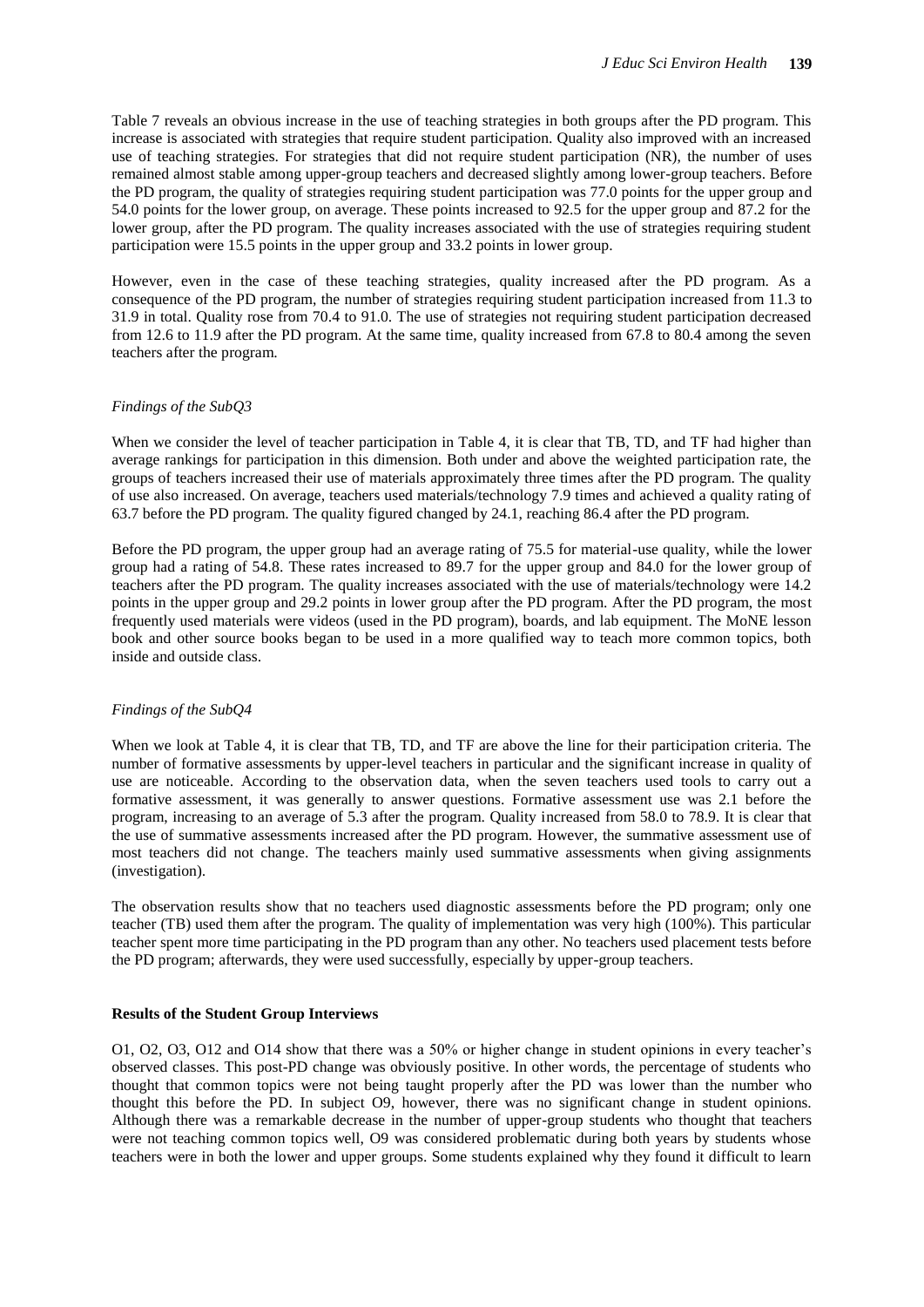Table 7 reveals an obvious increase in the use of teaching strategies in both groups after the PD program. This increase is associated with strategies that require student participation. Quality also improved with an increased use of teaching strategies. For strategies that did not require student participation (NR), the number of uses remained almost stable among upper-group teachers and decreased slightly among lower-group teachers. Before the PD program, the quality of strategies requiring student participation was 77.0 points for the upper group and 54.0 points for the lower group, on average. These points increased to 92.5 for the upper group and 87.2 for the lower group, after the PD program. The quality increases associated with the use of strategies requiring student participation were 15.5 points in the upper group and 33.2 points in lower group.

However, even in the case of these teaching strategies, quality increased after the PD program. As a consequence of the PD program, the number of strategies requiring student participation increased from 11.3 to 31.9 in total. Quality rose from 70.4 to 91.0. The use of strategies not requiring student participation decreased from 12.6 to 11.9 after the PD program. At the same time, quality increased from 67.8 to 80.4 among the seven teachers after the program.

*Findings of the SubQ3*

When we consider the level of teacher participation in Table 4, it is clear that TB, TD, and TF had higher than average rankings for participation in this dimension. Both under and above the weighted participation rate, the groups of teachers increased their use of materials approximately three times after the PD program. The quality of use also increased. On average, teachers used materials/technology 7.9 times and achieved a quality rating of 63.7 before the PD program. The quality figured changed by 24.1, reaching 86.4 after the PD program.

Before the PD program, the upper group had an average rating of 75.5 for material-use quality, while the lower group had a rating of 54.8. These rates increased to 89.7 for the upper group and 84.0 for the lower group of teachers after the PD program. The quality increases associated with the use of materials/technology were 14.2 points in the upper group and 29.2 points in lower group after the PD program. After the PD program, the most frequently used materials were videos (used in the PD program), boards, and lab equipment. The MoNE lesson book and other source books began to be used in a more qualified way to teach more common topics, both inside and outside class.

*Findings of the SubQ4*

When we look at Table 4, it is clear that TB, TD, and TF are above the line for their participation criteria. The number of formative assessments by upper-level teachers in particular and the significant increase in quality of use are noticeable. According to the observation data, when the seven teachers used tools to carry out a formative assessment, it was generally to answer questions. Formative assessment use was 2.1 before the program, increasing to an average of 5.3 after the program. Quality increased from 58.0 to 78.9. It is clear that the use of summative assessments increased after the PD program. However, the summative assessment use of most teachers did not change. The teachers mainly used summative assessments when giving assignments (investigation).

The observation results show that no teachers used diagnostic assessments before the PD program; only one teacher (TB) used them after the program. The quality of implementation was very high (100%). This particular teacher spent more time participating in the PD program than any other. No teachers used placement tests before the PD program; afterwards, they were used successfully, especially by upper-group teachers.

**Results of the Student Group Interviews**

O1, O2, O3, O12 and O14 show that there was a 50% or higher change in student opinions in every teacher's observed classes. This post-PD change was obviously positive. In other words, the percentage of students who thought that common topics were not being taught properly after the PD was lower than the number who thought this before the PD. In subject O9, however, there was no significant change in student opinions. Although there was a remarkable decrease in the number of upper-group students who thought that teachers were not teaching common topics well, O9 was considered problematic during both years by students whose teachers were in both the lower and upper groups. Some students explained why they found it difficult to learn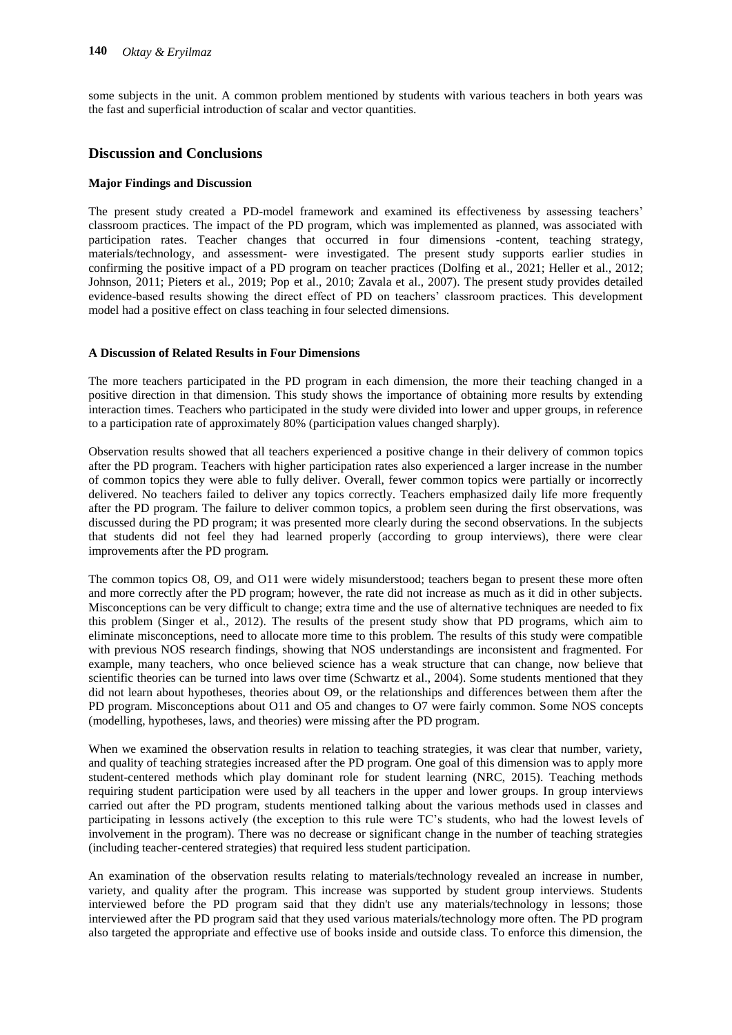some subjects in the unit. A common problem mentioned by students with various teachers in both years was the fast and superficial introduction of scalar and vector quantities.

## Discussion and Conclusions

### Major Findings and Discussion

The present study created a PD-model framework and examined its effectiveness by assessing teachers' classroom practices. The impact of the PD program, which was implemented as planned, was associated with participation rates. Teacher changes that occurred in four dimensions -content, teaching strategy, materials/technology, and assessment- were investigated. The present study supports earlier studies in confirming the positive impact of a PD program on teacher practices (Dolfing et al., 2021; Heller et al., 2012; Johnson, 2011; Pieters et al., 2019; Pop et al., 2010; Zavala et al., 2007). The present study provides detailed evidence-based results showing the direct effect of PD on teachers' classroom practices. This development model had a positive effect on class teaching in four selected dimensions.

### A Discussion of Related Results in Four Dimensions

The more teachers participated in the PD program in each dimension, the more their teaching changed in a positive direction in that dimension. This study shows the importance of obtaining more results by extending interaction times. Teachers who participated in the study were divided into lower and upper groups, in reference to a participation rate of approximately 80% (participation values changed sharply).

Observation results showed that all teachers experienced a positive change in their delivery of common topics after the PD program. Teachers with higher participation rates also experienced a larger increase in the number of common topics they were able to fully deliver. Overall, fewer common topics were partially or incorrectly delivered. No teachers failed to deliver any topics correctly. Teachers emphasized daily life more frequently after the PD program. The failure to deliver common topics, a problem seen during the first observations, was discussed during the PD program; it was presented more clearly during the second observations. In the subjects that students did not feel they had learned properly (according to group interviews), there were clear improvements after the PD program.

The common topics O8, O9, and O11 were widely misunderstood; teachers began to present these more often and more correctly after the PD program; however, the rate did not increase as much as it did in other subjects. Misconceptions can be very difficult to change; extra time and the use of alternative techniques are needed to fix this problem (Singer et al., 2012). The results of the present study show that PD programs, which aim to eliminate misconceptions, need to allocate more time to this problem. The results of this study were compatible with previous NOS research findings, showing that NOS understandings are inconsistent and fragmented. For example, many teachers, who once believed science has a weak structure that can change, now believe that scientific theories can be turned into laws over time (Schwartz et al., 2004). Some students mentioned that they did not learn about hypotheses, theories about O9, or the relationships and differences between them after the PD program. Misconceptions about O11 and O5 and changes to O7 were fairly common. Some NOS concepts (modelling, hypotheses, laws, and theories) were missing after the PD program.

When we examined the observation results in relation to teaching strategies, it was clear that number, variety, and quality of teaching strategies increased after the PD program. One goal of this dimension was to apply more student-centered methods which play dominant role for student learning (NRC, 2015). Teaching methods requiring student participation were used by all teachers in the upper and lower groups. In group interviews carried out after the PD program, students mentioned talking about the various methods used in classes and participating in lessons actively (the exception to this rule were TC's students, who had the lowest levels of involvement in the program). There was no decrease or significant change in the number of teaching strategies (including teacher-centered strategies) that required less student participation.

An examination of the observation results relating to materials/technology revealed an increase in number, variety, and quality after the program. This increase was supported by student group interviews. Students interviewed before the PD program said that they didn't use any materials/technology in lessons; those interviewed after the PD program said that they used various materials/technology more often. The PD program also targeted the appropriate and effective use of books inside and outside class. To enforce this dimension, the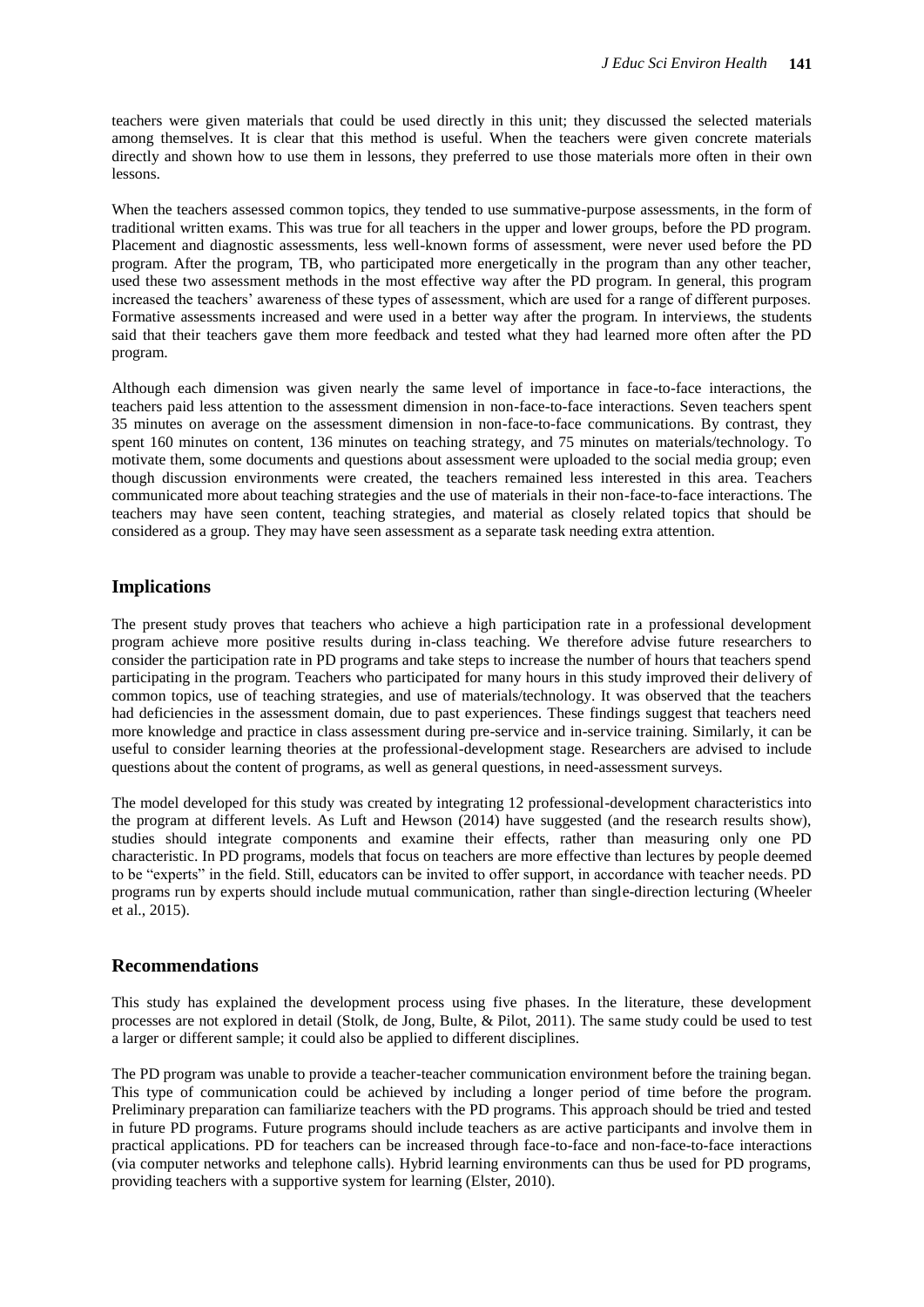teachers were given materials that could be used directly in this unit; they discussed the selected materials among themselves. It is clear that this method is useful. When the teachers were given concrete materials directly and shown how to use them in lessons, they preferred to use those materials more often in their own lessons.

When the teachers assessed common topics, they tended to use summative-purpose assessments, in the form of traditional written exams. This was true for all teachers in the upper and lower groups, before the PD program. Placement and diagnostic assessments, less well-known forms of assessment, were never used before the PD program. After the program, TB, who participated more energetically in the program than any other teacher, used these two assessment methods in the most effective way after the PD program. In general, this program increased the teachers' awareness of these types of assessment, which are used for a range of different purposes. Formative assessments increased and were used in a better way after the program. In interviews, the students said that their teachers gave them more feedback and tested what they had learned more often after the PD program.

Although each dimension was given nearly the same level of importance in face-to-face interactions, the teachers paid less attention to the assessment dimension in non-face-to-face interactions. Seven teachers spent 35 minutes on average on the assessment dimension in non-face-to-face communications. By contrast, they spent 160 minutes on content, 136 minutes on teaching strategy, and 75 minutes on materials/technology. To motivate them, some documents and questions about assessment were uploaded to the social media group; even though discussion environments were created, the teachers remained less interested in this area. Teachers communicated more about teaching strategies and the use of materials in their non-face-to-face interactions. The teachers may have seen content, teaching strategies, and material as closely related topics that should be considered as a group. They may have seen assessment as a separate task needing extra attention.

## Implications

The present study proves that teachers who achieve a high participation rate in a professional development program achieve more positive results during in-class teaching. We therefore advise future researchers to consider the participation rate in PD programs and take steps to increase the number of hours that teachers spend participating in the program. Teachers who participated for many hours in this study improved their delivery of common topics, use of teaching strategies, and use of materials/technology. It was observed that the teachers had deficiencies in the assessment domain, due to past experiences. These findings suggest that teachers need more knowledge and practice in class assessment during pre-service and in-service training. Similarly, it can be useful to consider learning theories at the professional-development stage. Researchers are advised to include questions about the content of programs, as well as general questions, in need-assessment surveys.

The model developed for this study was created by integrating 12 professional-development characteristics into the program at different levels. As Luft and Hewson (2014) have suggested (and the research results show), studies should integrate components and examine their effects, rather than measuring only one PD characteristic. In PD programs, models that focus on teachers are more effective than lectures by people deemed to be "experts" in the field. Still, educators can be invited to offer support, in accordance with teacher needs. PD programs run by experts should include mutual communication, rather than single-direction lecturing (Wheeler et al., 2015).

## Recommendations

This study has explained the development process using five phases. In the literature, these development processes are not explored in detail (Stolk, de Jong, Bulte, & Pilot, 2011). The same study could be used to test a larger or different sample; it could also be applied to different disciplines.

The PD program was unable to provide a teacher-teacher communication environment before the training began. This type of communication could be achieved by including a longer period of time before the program. Preliminary preparation can familiarize teachers with the PD programs. This approach should be tried and tested in future PD programs. Future programs should include teachers as are active participants and involve them in practical applications. PD for teachers can be increased through face-to-face and non-face-to-face interactions (via computer networks and telephone calls). Hybrid learning environments can thus be used for PD programs, providing teachers with a supportive system for learning (Elster, 2010).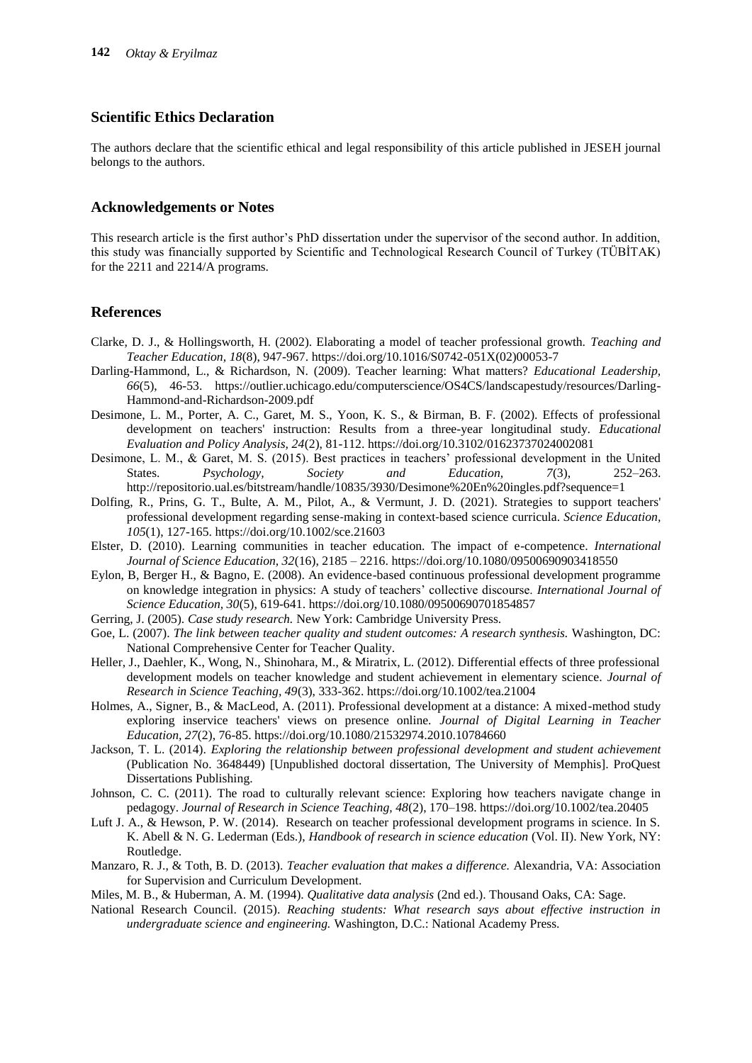## Scientific Ethics Declaration

The authors declare that the scientific ethical and legal responsibility of this article published in JESEH journal belongs to the authors.

## Acknowledgements or Notes

This research article is the first author's PhD dissertation under the supervisor of the second author. In addition, this study was financially supported by Scientific and Technological Research Council of Turkey (TÜBİTAK) for the 2211 and 2214/A programs.

## References

Clarke, D. J., & Hollingsworth, H. (2002). Elaborating a model of teacher professional growth. *Teaching and Teacher Education, 18*(8), 947-967. https://doi.org/10.1016/S0742-051X(02)00053-7

Darling-Hammond, L., & Richardson, N. (2009). Teacher learning: What matters? *Educational Leadership, 66*(5), 46-53. https://outlier.uchicago.edu/computerscience/OS4CS/landscapestudy/resources/Darling-Hammond-and-Richardson-2009.pdf

Desimone, L. M., Porter, A. C., Garet, M. S., Yoon, K. S., & Birman, B. F. (2002). Effects of professional development on teachers' instruction: Results from a three-year longitudinal study. *Educational Evaluation and Policy Analysis, 24*(2), 81-112. https://doi.org/10.3102/01623737024002081

Desimone, L. M., & Garet, M. S. (2015). Best practices in teachers' professional development in the United States. *Psychology, Society and Education, 7*(3), 252–263. http://repositorio.ual.es/bitstream/handle/10835/3930/Desimone%20En%20ingles.pdf?sequence=1

Dolfing, R., Prins, G. T., Bulte, A. M., Pilot, A., & Vermunt, J. D. (2021). Strategies to support teachers' professional development regarding sense-making in context-based science curricula. *Science Education, 105*(1), 127-165. https://doi.org/10.1002/sce.21603

Elster, D. (2010). Learning communities in teacher education. The impact of e-competence. *International Journal of Science Education, 32*(16), 2185 – 2216. https://doi.org/10.1080/09500690903418550

Eylon, B, Berger H., & Bagno, E. (2008). An evidence-based continuous professional development programme on knowledge integration in physics: A study of teachers' collective discourse. *International Journal of Science Education, 30*(5), 619-641. https://doi.org/10.1080/09500690701854857

Gerring, J. (2005). *Case study research.* New York: Cambridge University Press.

Goe, L. (2007). *The link between teacher quality and student outcomes: A research synthesis.* Washington, DC: National Comprehensive Center for Teacher Quality.

Heller, J., Daehler, K., Wong, N., Shinohara, M., & Miratrix, L. (2012). Differential effects of three professional development models on teacher knowledge and student achievement in elementary science. *Journal of Research in Science Teaching, 49*(3), 333-362. https://doi.org/10.1002/tea.21004

Holmes, A., Signer, B., & MacLeod, A. (2011). Professional development at a distance: A mixed-method study exploring inservice teachers' views on presence online. *Journal of Digital Learning in Teacher Education, 27*(2), 76-85. https://doi.org/10.1080/21532974.2010.10784660

Jackson, T. L. (2014). *Exploring the relationship between professional development and student achievement* (Publication No. 3648449) [Unpublished doctoral dissertation, The University of Memphis]. ProQuest Dissertations Publishing.

Johnson, C. C. (2011). The road to culturally relevant science: Exploring how teachers navigate change in pedagogy. *Journal of Research in Science Teaching, 48*(2), 170–198. https://doi.org/10.1002/tea.20405

Luft J. A., & Hewson, P. W. (2014). Research on teacher professional development programs in science. In S. K. Abell & N. G. Lederman (Eds.), *Handbook of research in science education* (Vol. II). New York, NY: Routledge.

Manzaro, R. J., & Toth, B. D. (2013). *Teacher evaluation that makes a difference.* Alexandria, VA: Association for Supervision and Curriculum Development.

Miles, M. B., & Huberman, A. M. (1994). *Qualitative data analysis* (2nd ed.). Thousand Oaks, CA: Sage.

National Research Council. (2015). *Reaching students: What research says about effective instruction in undergraduate science and engineering.* Washington, D.C.: National Academy Press.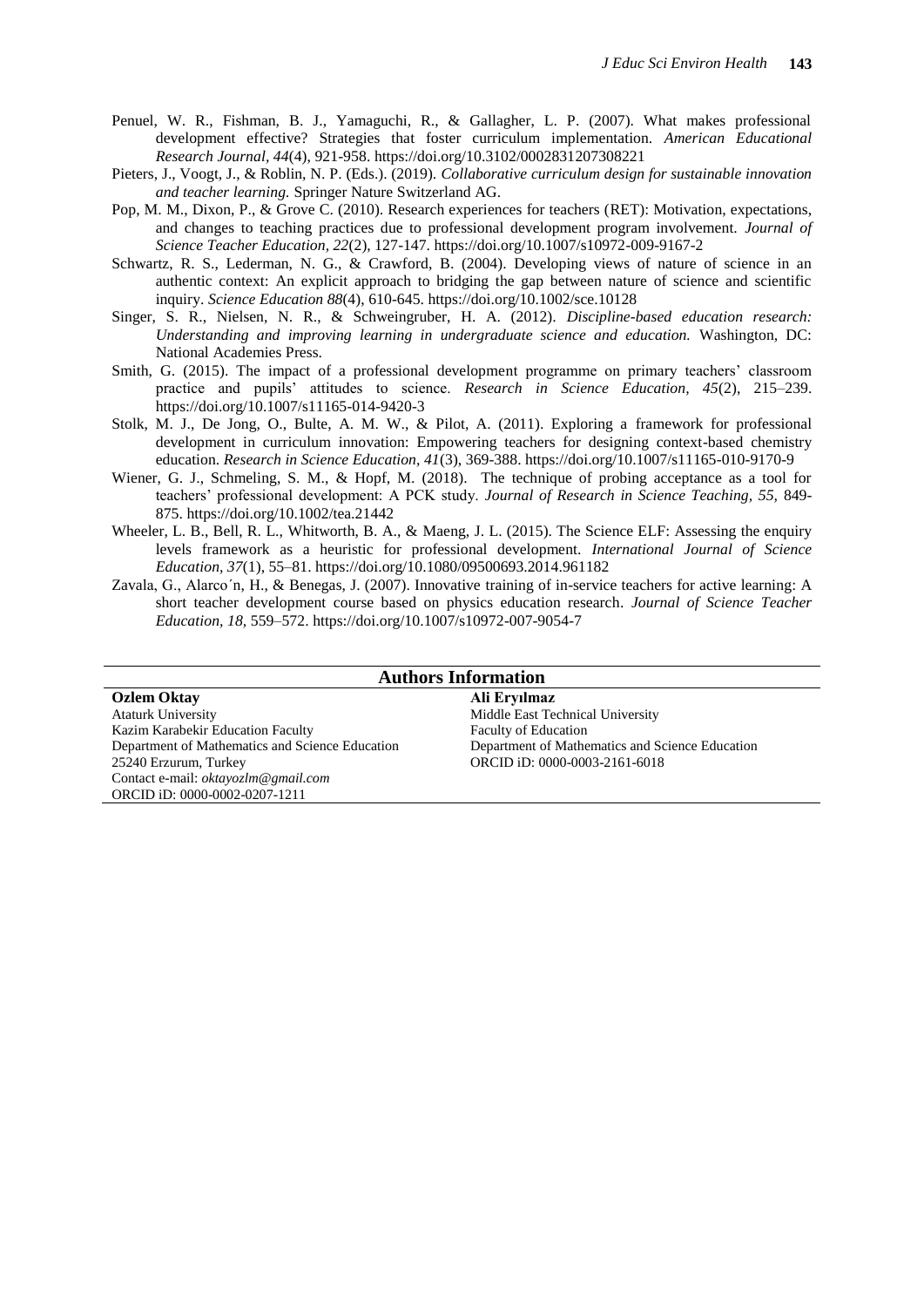Penuel, W. R., Fishman, B. J., Yamaguchi, R., & Gallagher, L. P. (2007). What makes professional development effective? Strategies that foster curriculum implementation. *American Educational Research Journal*, *44*(4), 921-958. https://doi.org/10.3102/0002831207308221

Pieters, J., Voogt, J., & Roblin, N. P. (Eds.). (2019). *Collaborative curriculum design for sustainable innovation and teacher learning.* Springer Nature Switzerland AG.

Pop, M. M., Dixon, P., & Grove C. (2010). Research experiences for teachers (RET): Motivation, expectations, and changes to teaching practices due to professional development program involvement. *Journal of Science Teacher Education, 22*(2), 127-147. https://doi.org/10.1007/s10972-009-9167-2

Schwartz, R. S., Lederman, N. G., & Crawford, B. (2004). Developing views of nature of science in an authentic context: An explicit approach to bridging the gap between nature of science and scientific inquiry. *Science Education 88*(4), 610-645. https://doi.org/10.1002/sce.10128

Singer, S. R., Nielsen, N. R., & Schweingruber, H. A. (2012). *Discipline-based education research: Understanding and improving learning in undergraduate science and education.* Washington, DC: National Academies Press.

Smith, G. (2015). The impact of a professional development programme on primary teachers' classroom practice and pupils' attitudes to science. *Research in Science Education*, *45*(2), 215–239. https://doi.org/10.1007/s11165-014-9420-3

Stolk, M. J., De Jong, O., Bulte, A. M. W., & Pilot, A. (2011). Exploring a framework for professional development in curriculum innovation: Empowering teachers for designing context-based chemistry education. *Research in Science Education, 41*(3), 369-388. https://doi.org/10.1007/s11165-010-9170-9

Wiener, G. J., Schmeling, S. M., & Hopf, M. (2018). The technique of probing acceptance as a tool for teachers' professional development: A PCK study. *Journal of Research in Science Teaching, 55,* 849-875. https://doi.org/10.1002/tea.21442

Wheeler, L. B., Bell, R. L., Whitworth, B. A., & Maeng, J. L. (2015). The Science ELF: Assessing the enquiry levels framework as a heuristic for professional development. *International Journal of Science Education, 37*(1), 55–81. https://doi.org/10.1080/09500693.2014.961182

Zavala, G., Alarco´n, H., & Benegas, J. (2007). Innovative training of in-service teachers for active learning: A short teacher development course based on physics education research. *Journal of Science Teacher Education, 18,* 559–572. https://doi.org/10.1007/s10972-007-9054-7

## Authors Information

**Ozlem Oktay**
Ataturk University
Kazim Karabekir Education Faculty
Department of Mathematics and Science Education
25240 Erzurum, Turkey
Contact e-mail: *oktayozlm@gmail.com*
ORCID iD: 0000-0002-0207-1211

**Ali Eryılmaz**
Middle East Technical University
Faculty of Education
Department of Mathematics and Science Education
ORCID iD: 0000-0003-2161-6018